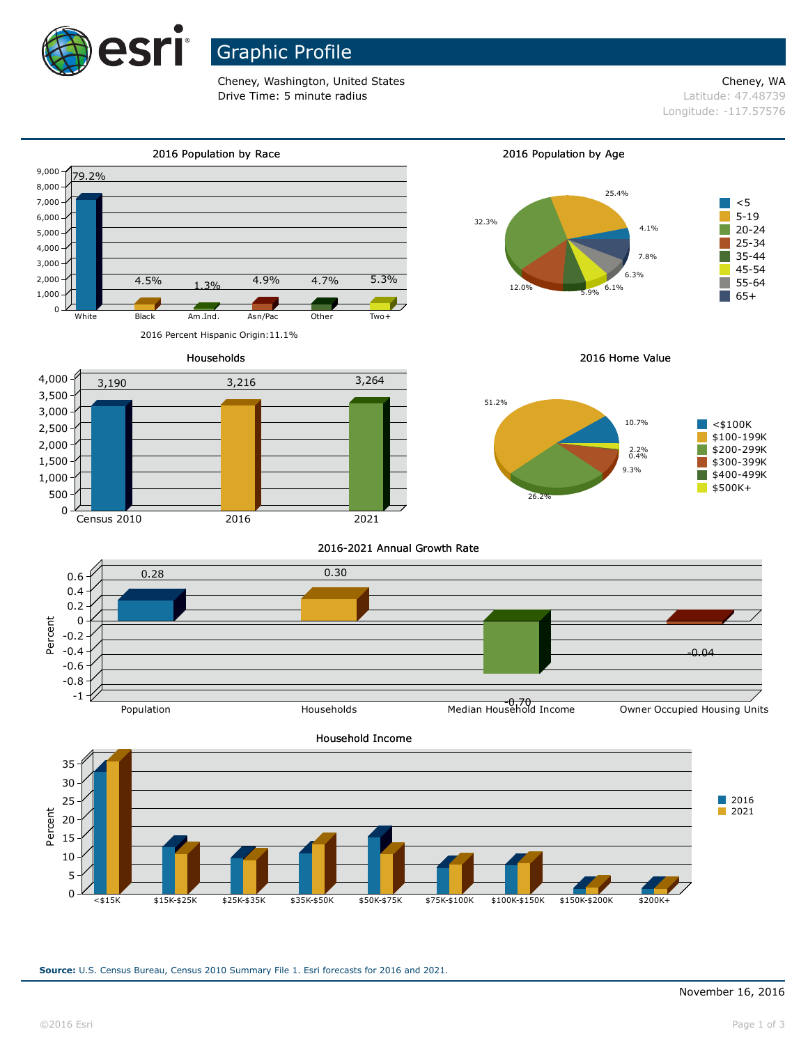# Graphic Profile

Cheney, Washington, United States
Drive Time: 5 minute radius

Cheney, WA
Latitude: 47.48739
Longitude: -117.57576

## 2016 Population by Race

| Race | Percent |
|---|---|
| White | 79.2% |
| Black | 4.5% |
| Am.Ind. | 1.3% |
| Asn/Pac | 4.9% |
| Other | 4.7% |
| Two+ | 5.3% |

2016 Percent Hispanic Origin: 11.1%

## 2016 Population by Age

| Age | Percent |
|---|---|
| <5 | 4.1% |
| 5-19 | 25.4% |
| 20-24 | 32.3% |
| 25-34 | 12.0% |
| 35-44 | 5.9% |
| 45-54 | 6.1% |
| 55-64 | 6.3% |
| 65+ | 7.8% |

## Households

| Year | Households |
|---|---|
| Census 2010 | 3,190 |
| 2016 | 3,216 |
| 2021 | 3,264 |

## 2016 Home Value

| Value | Percent |
|---|---|
| <$100K | 10.7% |
| $100-199K | 51.2% |
| $200-299K | 26.2% |
| $300-399K | 9.3% |
| $400-499K | 0.4% |
| $500K+ | 2.2% |

## 2016-2021 Annual Growth Rate

| Category | Percent |
|---|---|
| Population | 0.28 |
| Households | 0.30 |
| Median Household Income | -0.70 |
| Owner Occupied Housing Units | -0.04 |

## Household Income

Chart of household income distribution (Percent) for 2016 and 2021 by income category: <$15K, $15K-$25K, $25K-$35K, $35K-$50K, $50K-$75K, $75K-$100K, $100K-$150K, $150K-$200K, $200K+.

**Source:** U.S. Census Bureau, Census 2010 Summary File 1. Esri forecasts for 2016 and 2021.

November 16, 2016

©2016 Esri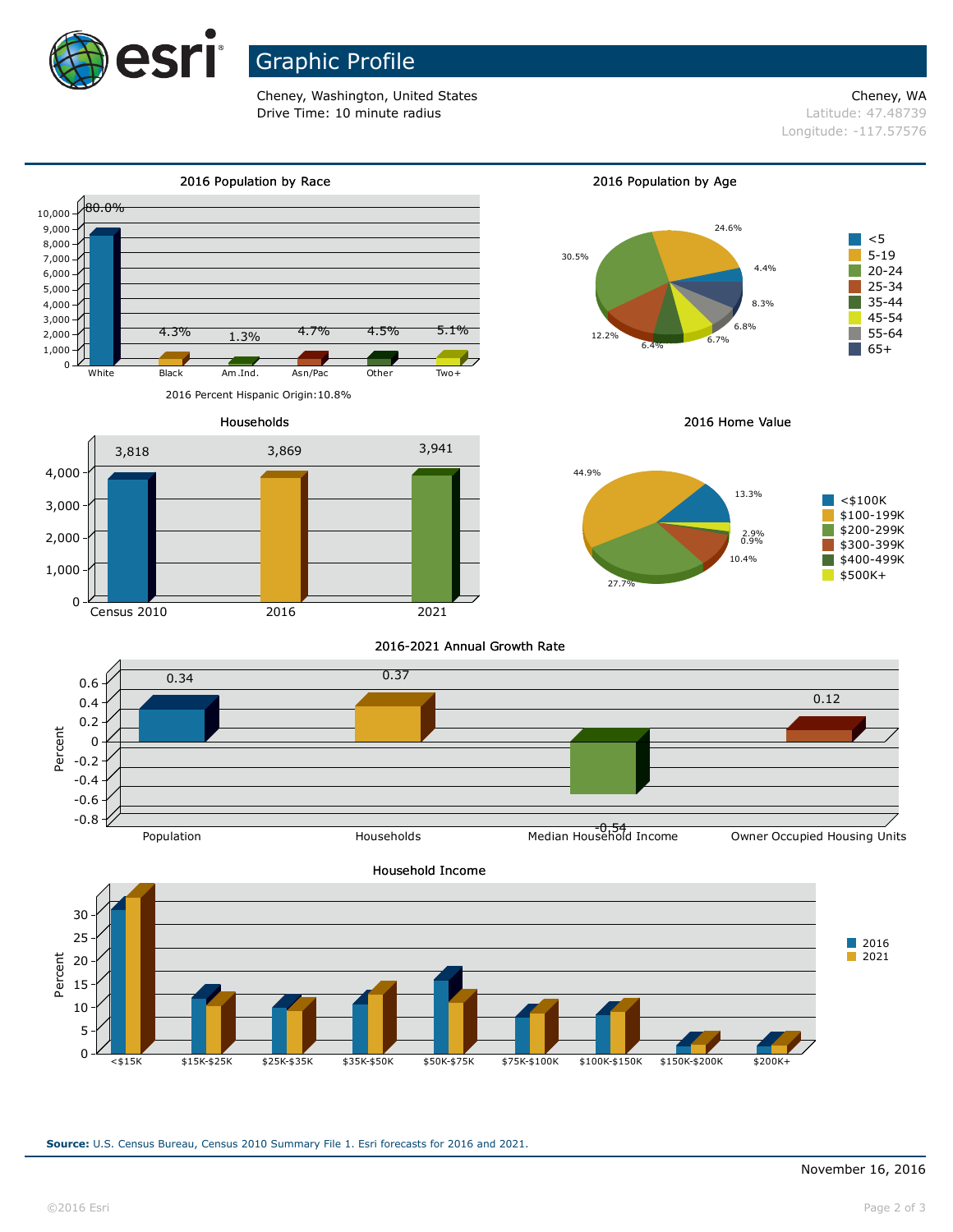# Graphic Profile

Cheney, Washington, United States
Drive Time: 10 minute radius

Cheney, WA
Latitude: 47.48739
Longitude: -117.57576

## 2016 Population by Race

10,000
9,000
8,000
7,000
6,000
5,000
4,000
3,000
2,000
1,000
0

80.0%
4.3%
1.3%
4.7%
4.5%
5.1%

White
Black
Am.Ind.
Asn/Pac
Other
Two+

2016 Percent Hispanic Origin:10.8%

## 2016 Population by Age

24.6%
4.4%
8.3%
6.8%
6.7%
6.4%
12.2%
30.5%

<5
5-19
20-24
25-34
35-44
45-54
55-64
65+

## Households

3,818
3,869
3,941

4,000
3,000
2,000
1,000
0

Census 2010
2016
2021

## 2016 Home Value

44.9%
13.3%
2.9%
0.9%
10.4%
27.7%

<$100K
$100-199K
$200-299K
$300-399K
$400-499K
$500K+

## 2016-2021 Annual Growth Rate

0.6
0.4
0.2
0
-0.2
-0.4
-0.6
-0.8

Percent

0.34
0.37
-0.54
0.12

Population
Households
Median Household Income
Owner Occupied Housing Units

## Household Income

30
25
20
15
10
5
0

Percent

<$15K
$15K-$25K
$25K-$35K
$35K-$50K
$50K-$75K
$75K-$100K
$100K-$150K
$150K-$200K
$200K+

2016
2021

**Source:** U.S. Census Bureau, Census 2010 Summary File 1. Esri forecasts for 2016 and 2021.

November 16, 2016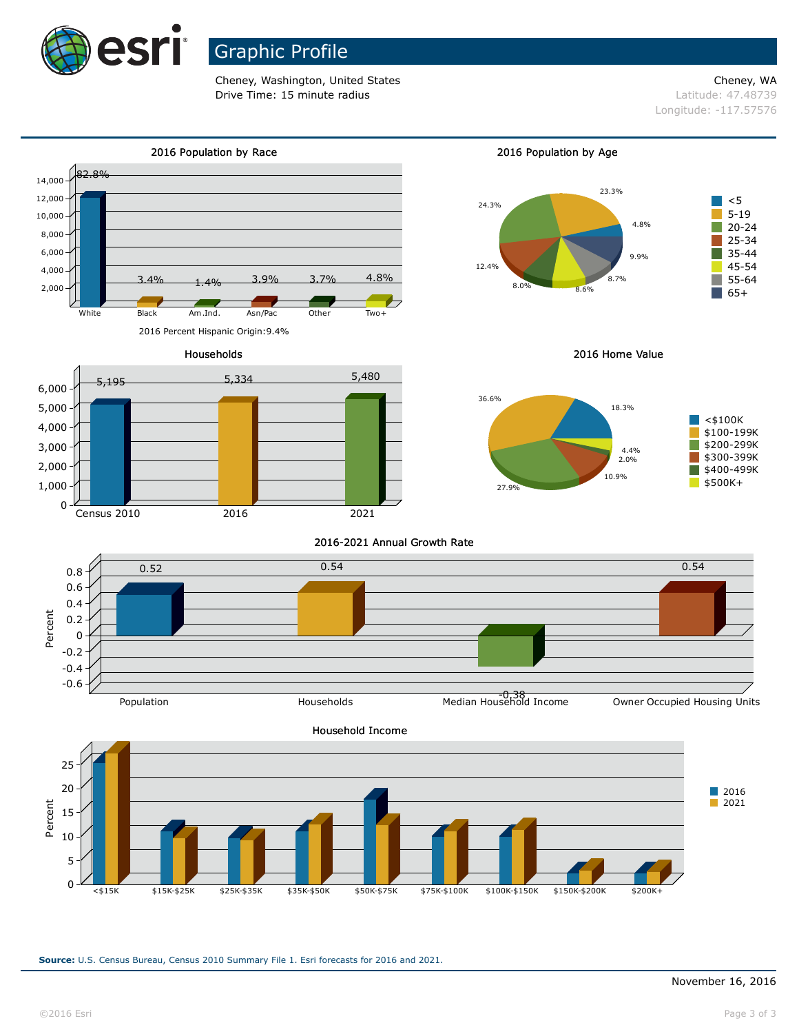# Graphic Profile

Cheney, Washington, United States
Drive Time: 15 minute radius

Cheney, WA
Latitude: 47.48739
Longitude: -117.57576

## 2016 Population by Race

14,000
12,000
10,000
8,000
6,000
4,000
2,000

82.8%
3.4%
1.4%
3.9%
3.7%
4.8%

White
Black
Am.Ind.
Asn/Pac
Other
Two+

2016 Percent Hispanic Origin:9.4%

## 2016 Population by Age

23.3%
4.8%
9.9%
8.7%
8.6%
8.0%
12.4%
24.3%

<5
5-19
20-24
25-34
35-44
45-54
55-64
65+

## Households

6,000
5,000
4,000
3,000
2,000
1,000
0

5,195
5,334
5,480

Census 2010
2016
2021

## 2016 Home Value

36.6%
18.3%
4.4%
2.0%
10.9%
27.9%

<$100K
$100-199K
$200-299K
$300-399K
$400-499K
$500K+

## 2016-2021 Annual Growth Rate

Percent

0.8
0.6
0.4
0.2
0
-0.2
-0.4
-0.6

0.52
0.54
-0.38
0.54

Population
Households
Median Household Income
Owner Occupied Housing Units

## Household Income

Percent

25
20
15
10
5
0

<$15K
$15K-$25K
$25K-$35K
$35K-$50K
$50K-$75K
$75K-$100K
$100K-$150K
$150K-$200K
$200K+

2016
2021

**Source:** U.S. Census Bureau, Census 2010 Summary File 1. Esri forecasts for 2016 and 2021.

November 16, 2016

©2016 Esri